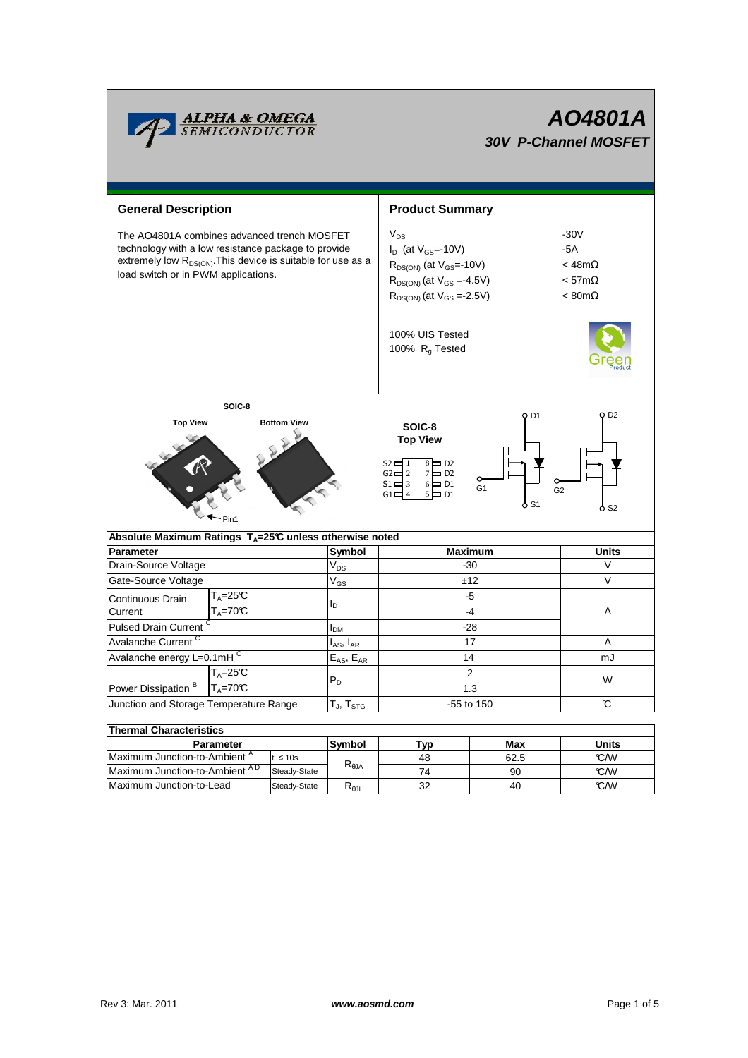# AO4801A

## 30V P-Channel MOSFET

## General Description

The AO4801A combines advanced trench MOSFET technology with a low resistance package to provide extremely low $R_{DS(ON)}$. This device is suitable for use as a load switch or in PWM applications.

## Product Summary

| | |
|---|---|
| $V_{DS}$ | -30V |
| $I_D$ (at $V_{GS}$=-10V) | -5A |
| $R_{DS(ON)}$ (at $V_{GS}$=-10V) | < 48mΩ |
| $R_{DS(ON)}$ (at $V_{GS}$ =-4.5V) | < 57mΩ |
| $R_{DS(ON)}$ (at $V_{GS}$ =-2.5V) | < 80mΩ |

100% UIS Tested
100% $R_g$ Tested

SOIC-8

Top View    Bottom View

Pin1

SOIC-8
Top View

S2 1 8 D2
G2 2 7 D2
S1 3 6 D1
G1 4 5 D1

D1, G1, S1, D2, G2, S2

## Absolute Maximum Ratings $T_A$=25℃ unless otherwise noted

| Parameter | | Symbol | Maximum | Units |
|---|---|---|---|---|
| Drain-Source Voltage | | $V_{DS}$ | -30 | V |
| Gate-Source Voltage | | $V_{GS}$ | ±12 | V |
| Continuous Drain Current | $T_A$=25℃ | $I_D$ | -5 | A |
| | $T_A$=70℃ | | -4 | |
| Pulsed Drain Current [C] | | $I_{DM}$ | -28 | |
| Avalanche Current [C] | | $I_{AS}$, $I_{AR}$ | 17 | A |
| Avalanche energy L=0.1mH [C] | | $E_{AS}$, $E_{AR}$ | 14 | mJ |
| Power Dissipation [B] | $T_A$=25℃ | $P_D$ | 2 | W |
| | $T_A$=70℃ | | 1.3 | |
| Junction and Storage Temperature Range | | $T_J$, $T_{STG}$ | -55 to 150 | ℃ |

## Thermal Characteristics

| Parameter | | Symbol | Typ | Max | Units |
|---|---|---|---|---|---|
| Maximum Junction-to-Ambient [A] | t ≤ 10s | $R_{\theta JA}$ | 48 | 62.5 | ℃/W |
| Maximum Junction-to-Ambient [A D] | Steady-State | | 74 | 90 | ℃/W |
| Maximum Junction-to-Lead | Steady-State | $R_{\theta JL}$ | 32 | 40 | ℃/W |

Rev 3: Mar. 2011    www.aosmd.com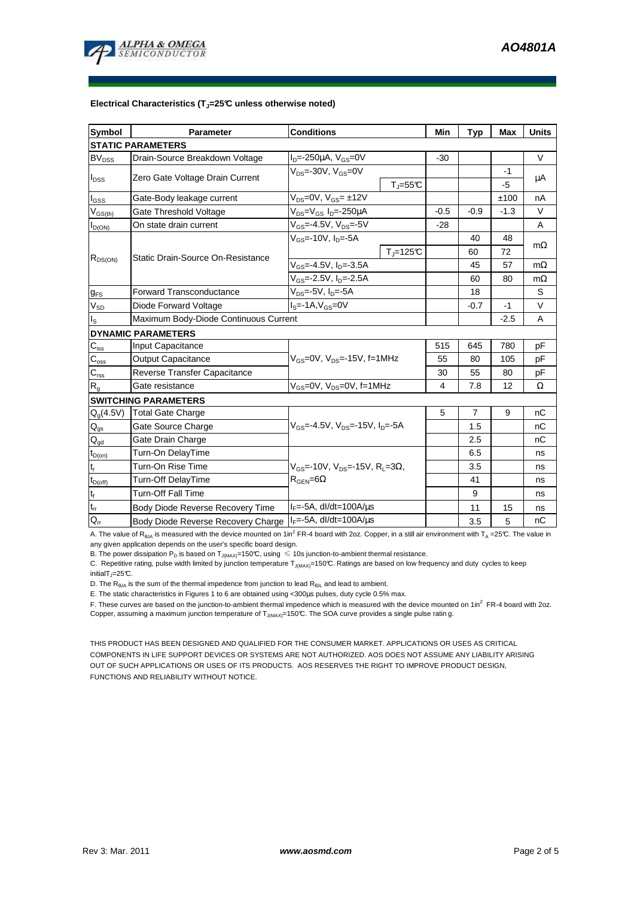**Electrical Characteristics ($T_J$=25°C unless otherwise noted)**

| Symbol | Parameter | Conditions | | Min | Typ | Max | Units |
|---|---|---|---|---|---|---|---|
| **STATIC PARAMETERS** | | | | | | | |
| $BV_{DSS}$ | Drain-Source Breakdown Voltage | $I_D$=-250µA, $V_{GS}$=0V | | -30 | | | V |
| $I_{DSS}$ | Zero Gate Voltage Drain Current | $V_{DS}$=-30V, $V_{GS}$=0V | | | | -1 | µA |
| | | | $T_J$=55°C | | | -5 | |
| $I_{GSS}$ | Gate-Body leakage current | $V_{DS}$=0V, $V_{GS}$= ±12V | | | | ±100 | nA |
| $V_{GS(th)}$ | Gate Threshold Voltage | $V_{DS}$=$V_{GS}$ $I_D$=-250µA | | -0.5 | -0.9 | -1.3 | V |
| $I_{D(ON)}$ | On state drain current | $V_{GS}$=-4.5V, $V_{DS}$=-5V | | -28 | | | A |
| $R_{DS(ON)}$ | Static Drain-Source On-Resistance | $V_{GS}$=-10V, $I_D$=-5A | | | 40 | 48 | mΩ |
| | | | $T_J$=125°C | | 60 | 72 | |
| | | $V_{GS}$=-4.5V, $I_D$=-3.5A | | | 45 | 57 | mΩ |
| | | $V_{GS}$=-2.5V, $I_D$=-2.5A | | | 60 | 80 | mΩ |
| $g_{FS}$ | Forward Transconductance | $V_{DS}$=-5V, $I_D$=-5A | | | 18 | | S |
| $V_{SD}$ | Diode Forward Voltage | $I_S$=-1A,$V_{GS}$=0V | | | -0.7 | -1 | V |
| $I_S$ | Maximum Body-Diode Continuous Current | | | | | -2.5 | A |
| **DYNAMIC PARAMETERS** | | | | | | | |
| $C_{iss}$ | Input Capacitance | $V_{GS}$=0V, $V_{DS}$=-15V, f=1MHz | | 515 | 645 | 780 | pF |
| $C_{oss}$ | Output Capacitance | | | 55 | 80 | 105 | pF |
| $C_{rss}$ | Reverse Transfer Capacitance | | | 30 | 55 | 80 | pF |
| $R_g$ | Gate resistance | $V_{GS}$=0V, $V_{DS}$=0V, f=1MHz | | 4 | 7.8 | 12 | Ω |
| **SWITCHING PARAMETERS** | | | | | | | |
| $Q_g$(4.5V) | Total Gate Charge | $V_{GS}$=-4.5V, $V_{DS}$=-15V, $I_D$=-5A | | 5 | 7 | 9 | nC |
| $Q_{gs}$ | Gate Source Charge | | | | 1.5 | | nC |
| $Q_{gd}$ | Gate Drain Charge | | | | 2.5 | | nC |
| $t_{D(on)}$ | Turn-On DelayTime | $V_{GS}$=-10V, $V_{DS}$=-15V, $R_L$=3Ω, $R_{GEN}$=6Ω | | | 6.5 | | ns |
| $t_r$ | Turn-On Rise Time | | | | 3.5 | | ns |
| $t_{D(off)}$ | Turn-Off DelayTime | | | | 41 | | ns |
| $t_f$ | Turn-Off Fall Time | | | | 9 | | ns |
| $t_{rr}$ | Body Diode Reverse Recovery Time | $I_F$=-5A, dI/dt=100A/µs | | | 11 | 15 | ns |
| $Q_{rr}$ | Body Diode Reverse Recovery Charge | $I_F$=-5A, dI/dt=100A/µs | | | 3.5 | 5 | nC |

A. The value of $R_{θJA}$ is measured with the device mounted on 1in$^2$ FR-4 board with 2oz. Copper, in a still air environment with $T_A$ =25°C. The value in any given application depends on the user's specific board design.

B. The power dissipation $P_D$ is based on $T_{J(MAX)}$=150°C, using ≤ 10s junction-to-ambient thermal resistance.

C. Repetitive rating, pulse width limited by junction temperature $T_{J(MAX)}$=150°C. Ratings are based on low frequency and duty cycles to keep initial$T_J$=25°C.

D. The $R_{θJA}$ is the sum of the thermal impedence from junction to lead $R_{θJL}$ and lead to ambient.

E. The static characteristics in Figures 1 to 6 are obtained using <300µs pulses, duty cycle 0.5% max.

F. These curves are based on the junction-to-ambient thermal impedence which is measured with the device mounted on 1in$^2$ FR-4 board with 2oz. Copper, assuming a maximum junction temperature of $T_{J(MAX)}$=150°C. The SOA curve provides a single pulse rating.

THIS PRODUCT HAS BEEN DESIGNED AND QUALIFIED FOR THE CONSUMER MARKET. APPLICATIONS OR USES AS CRITICAL COMPONENTS IN LIFE SUPPORT DEVICES OR SYSTEMS ARE NOT AUTHORIZED. AOS DOES NOT ASSUME ANY LIABILITY ARISING OUT OF SUCH APPLICATIONS OR USES OF ITS PRODUCTS. AOS RESERVES THE RIGHT TO IMPROVE PRODUCT DESIGN, FUNCTIONS AND RELIABILITY WITHOUT NOTICE.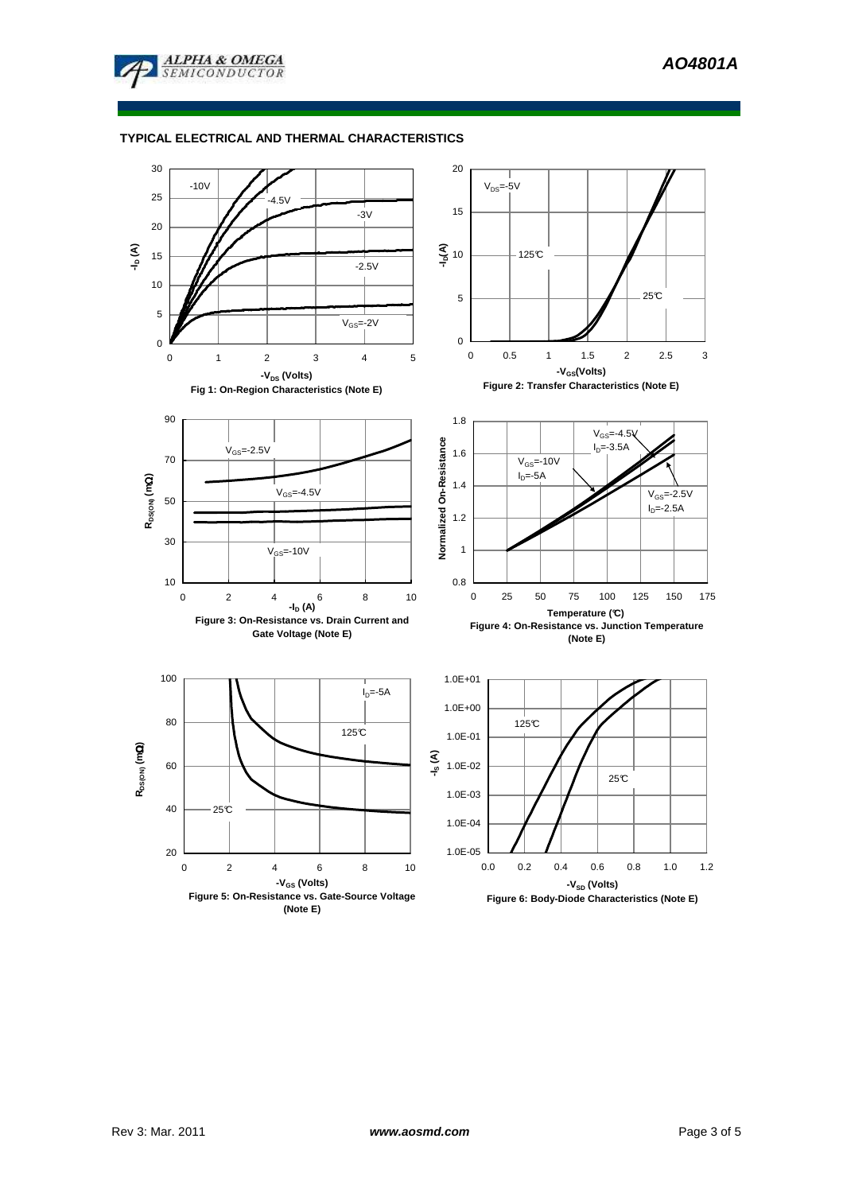## TYPICAL ELECTRICAL AND THERMAL CHARACTERISTICS

Fig 1: On-Region Characteristics (Note E)

Figure 2: Transfer Characteristics (Note E)

Figure 3: On-Resistance vs. Drain Current and Gate Voltage (Note E)

Figure 4: On-Resistance vs. Junction Temperature (Note E)

Figure 5: On-Resistance vs. Gate-Source Voltage (Note E)

Figure 6: Body-Diode Characteristics (Note E)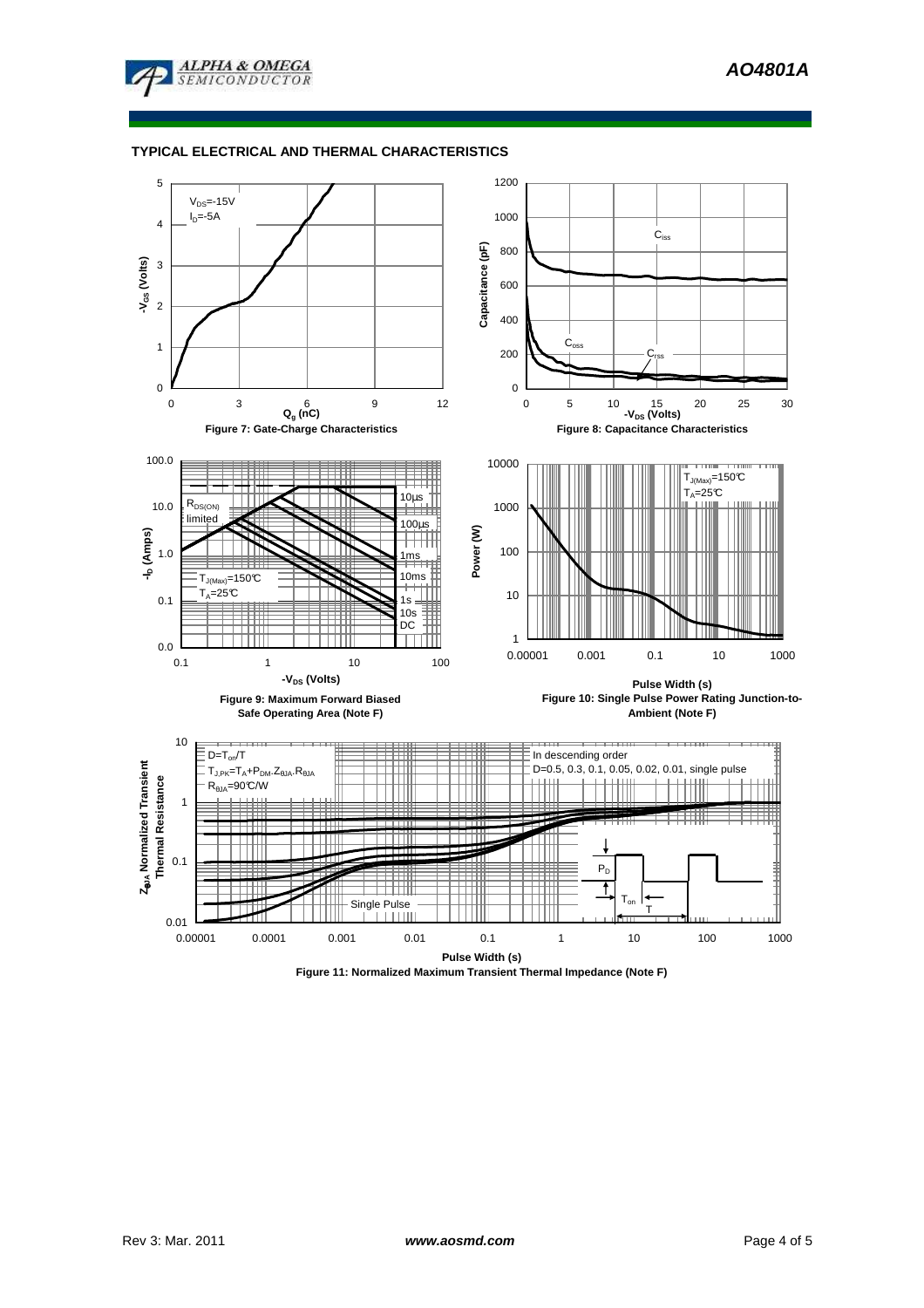## TYPICAL ELECTRICAL AND THERMAL CHARACTERISTICS

$V_{DS}$=-15V
$I_D$=-5A

$-V_{GS}$ (Volts)

$Q_g$ (nC)

**Figure 7: Gate-Charge Characteristics**

$C_{iss}$

$C_{oss}$

$C_{rss}$

Capacitance (pF)

$-V_{DS}$ (Volts)

**Figure 8: Capacitance Characteristics**

$R_{DS(ON)}$ limited

10µs

100µs

1ms

10ms

1s

10s

DC

$T_{J(Max)}$=150°C
$T_A$=25°C

$-I_D$ (Amps)

$-V_{DS}$ (Volts)

**Figure 9: Maximum Forward Biased Safe Operating Area (Note F)**

$T_{J(Max)}$=150°C
$T_A$=25°C

Power (W)

Pulse Width (s)

**Figure 10: Single Pulse Power Rating Junction-to-Ambient (Note F)**

D=$T_{on}$/T
$T_{J,PK}=T_A+P_{DM}.Z_{\theta JA}.R_{\theta JA}$
$R_{\theta JA}$=90°C/W

In descending order
D=0.5, 0.3, 0.1, 0.05, 0.02, 0.01, single pulse

Single Pulse

$P_D$

$T_{on}$

T

$Z_{\theta JA}$ Normalized Transient Thermal Resistance

Pulse Width (s)

**Figure 11: Normalized Maximum Transient Thermal Impedance (Note F)**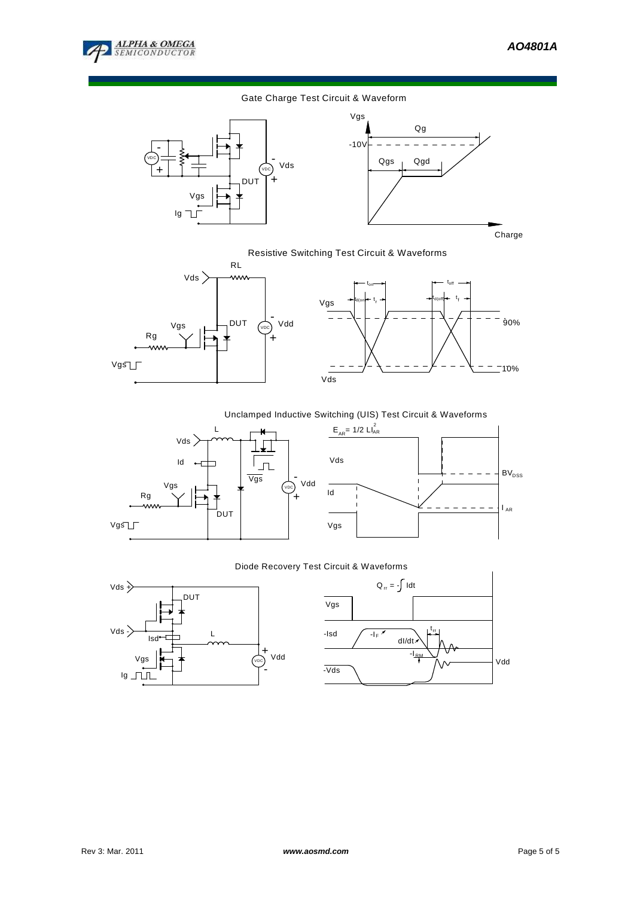Gate Charge Test Circuit & Waveform

VDC
Vds
DUT
Vgs
Ig
Vgs
Qg
-10V
Qgs
Qgd
Charge

Resistive Switching Test Circuit & Waveforms

RL
Vds
Vgs
DUT
VDC
Vdd
Rg
Vgs
$t_{on}$
$t_{off}$
$t_{d(on)}$
$t_r$
$t_{d(off)}$
$t_f$
Vgs
90%
10%
Vds

Unclamped Inductive Switching (UIS) Test Circuit & Waveforms

L
Vds
Id
Vgs
Rg
Vgs
DUT
Vdd
$E_{AR} = 1/2\ LI_{AR}^2$
Vds
Id
Vgs
$BV_{DSS}$
$I_{AR}$

Diode Recovery Test Circuit & Waveforms

Vds +
DUT
Vds -
Isd
L
Vgs
Ig
Vdd
$Q_{rr} = -\int Idt$
Vgs
-Isd
$-I_F$
dI/dt
$t_{rr}$
$-I_{RM}$
-Vds
Vdd